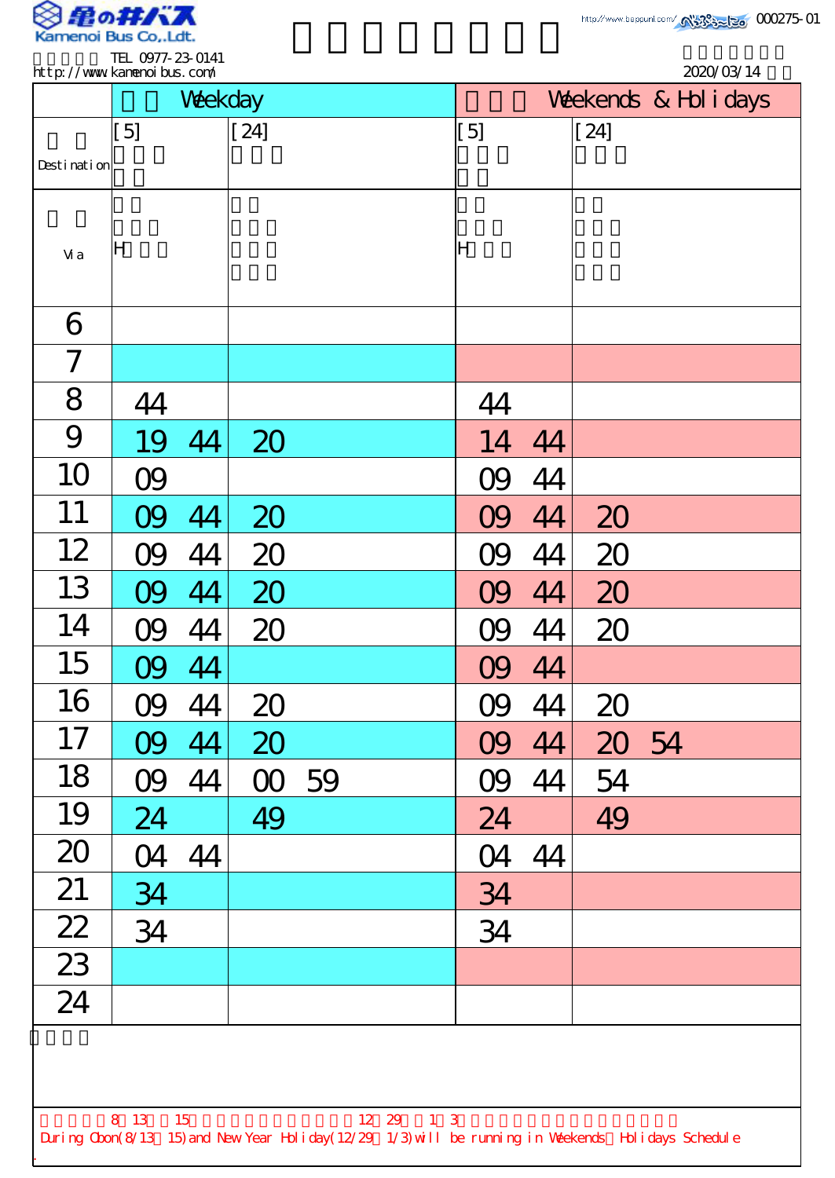Kamenoi Bus Co.,Ldt.

TEL 0977-23-0141
http://www.kamenoibus.com/

000275-01

2020/03/14

| | Weekday | | Weekends & Holidays | |
|---|---|---|---|---|
| Destination | [5] | [24] | [5] | [24] |
| Via | H | | H | |
| 6 | | | | |
| 7 | | | | |
| 8 | 44 | | 44 | |
| 9 | 19 44 | 20 | 14 44 | |
| 10 | 09 | | 09 44 | |
| 11 | 09 44 | 20 | 09 44 | 20 |
| 12 | 09 44 | 20 | 09 44 | 20 |
| 13 | 09 44 | 20 | 09 44 | 20 |
| 14 | 09 44 | 20 | 09 44 | 20 |
| 15 | 09 44 | | 09 44 | |
| 16 | 09 44 | 20 | 09 44 | 20 |
| 17 | 09 44 | 20 | 09 44 | 20 54 |
| 18 | 09 44 | 00 59 | 09 44 | 54 |
| 19 | 24 | 49 | 24 | 49 |
| 20 | 04 44 | | 04 44 | |
| 21 | 34 | | 34 | |
| 22 | 34 | | 34 | |
| 23 | | | | |
| 24 | | | | |

8 13 15 12 29 1 3

During Obon(8/13 15) and New Year Holiday(12/29 1/3) will be running in Weekends Holidays Schedule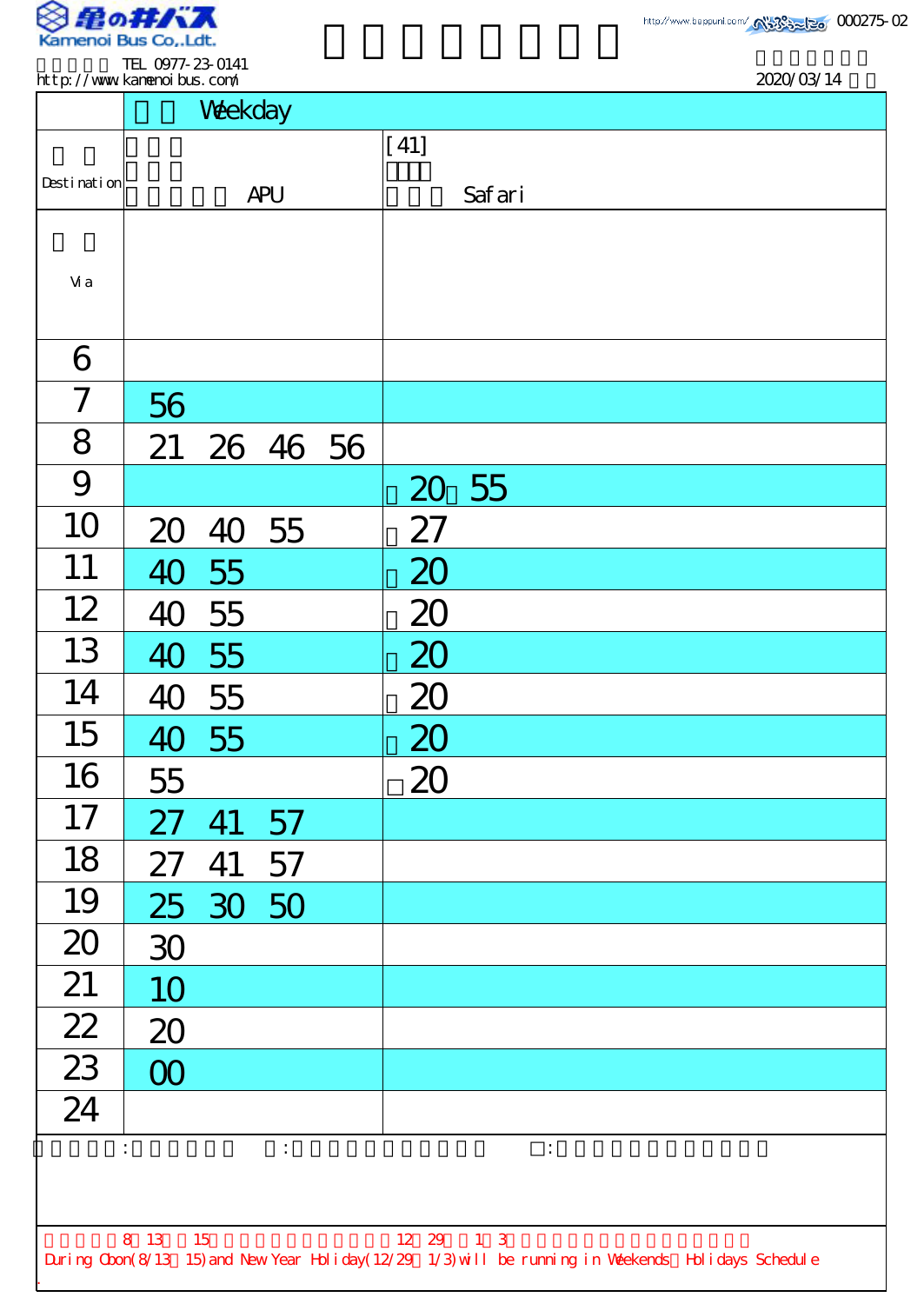Kamenoi Bus Co.,Ldt.

TEL 0977-23-0141
http://www.kamenoibus.com/

http://www.beppunl.com/ 000275-02

2020/03/14

| | Weekday | |
|---|---|---|
| Destination | APU | [41] Safari |
| Via | | |
| 6 | | |
| 7 | 56 | |
| 8 | 21 26 46 56 | |
| 9 | | □20 □55 |
| 10 | 20 40 55 | □27 |
| 11 | 40 55 | □20 |
| 12 | 40 55 | □20 |
| 13 | 40 55 | □20 |
| 14 | 40 55 | □20 |
| 15 | 40 55 | □20 |
| 16 | 55 | □20 |
| 17 | 27 41 57 | |
| 18 | 27 41 57 | |
| 19 | 25 30 50 | |
| 20 | 30 | |
| 21 | 10 | |
| 22 | 20 | |
| 23 | 00 | |
| 24 | | |

□: □:

8 13 15 12 29 1 3

During Obon(8/13 15) and New Year Holiday(12/29 1/3) will be running in Weekends Holidays Schedule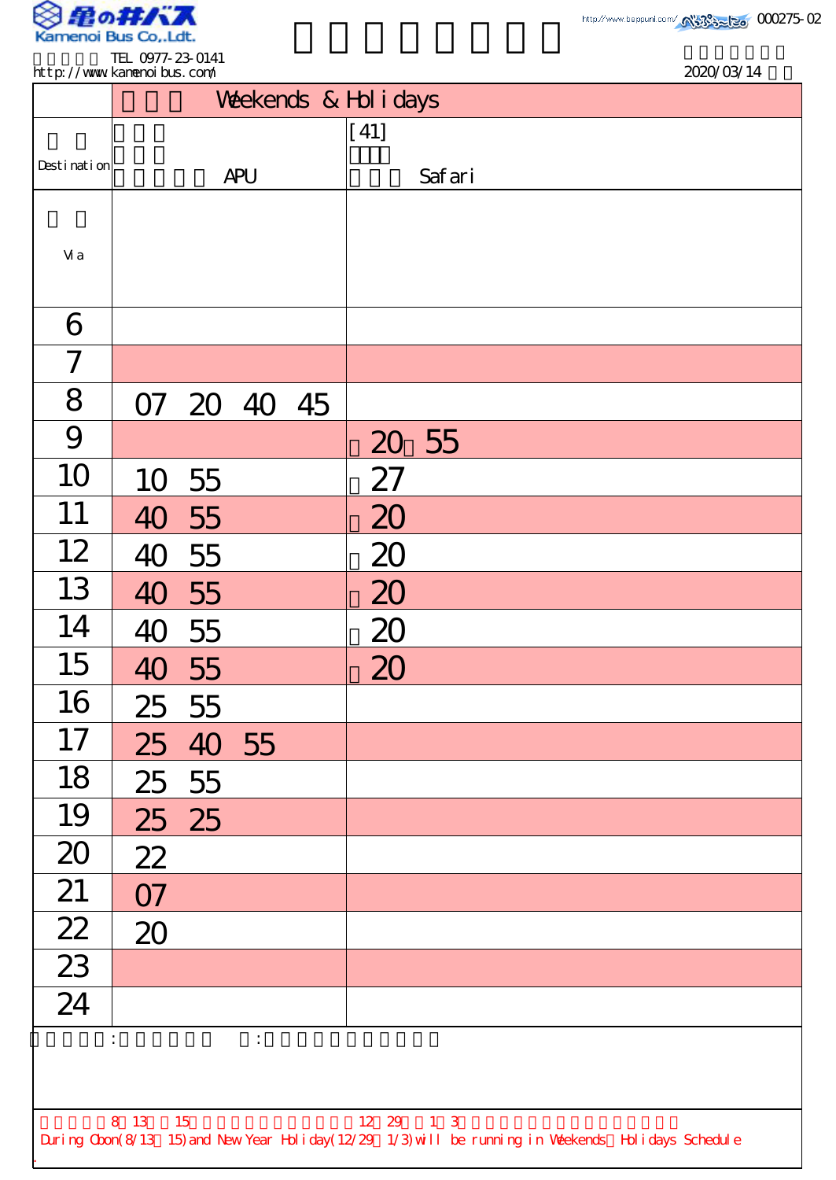Kamenoi Bus Co.,Ldt.

TEL 0977-23-0141
http://www.kamenoibus.com/

http://www.beppunl.com/

000275-02

2020/03/14

| | Weekends & Holidays | |
|---|---|---|
| Destination | APU | [41] Safari |
| Via | | |
| 6 | | |
| 7 | | |
| 8 | 07 20 40 45 | |
| 9 | | 20 55 |
| 10 | 10 55 | 27 |
| 11 | 40 55 | 20 |
| 12 | 40 55 | 20 |
| 13 | 40 55 | 20 |
| 14 | 40 55 | 20 |
| 15 | 40 55 | 20 |
| 16 | 25 55 | |
| 17 | 25 40 55 | |
| 18 | 25 55 | |
| 19 | 25 25 | |
| 20 | 22 | |
| 21 | 07 | |
| 22 | 20 | |
| 23 | | |
| 24 | | |

8 13 15 12 29 1 3

During Obon(8/13 15) and New Year Holiday(12/29 1/3) will be running in Weekends Holidays Schedule